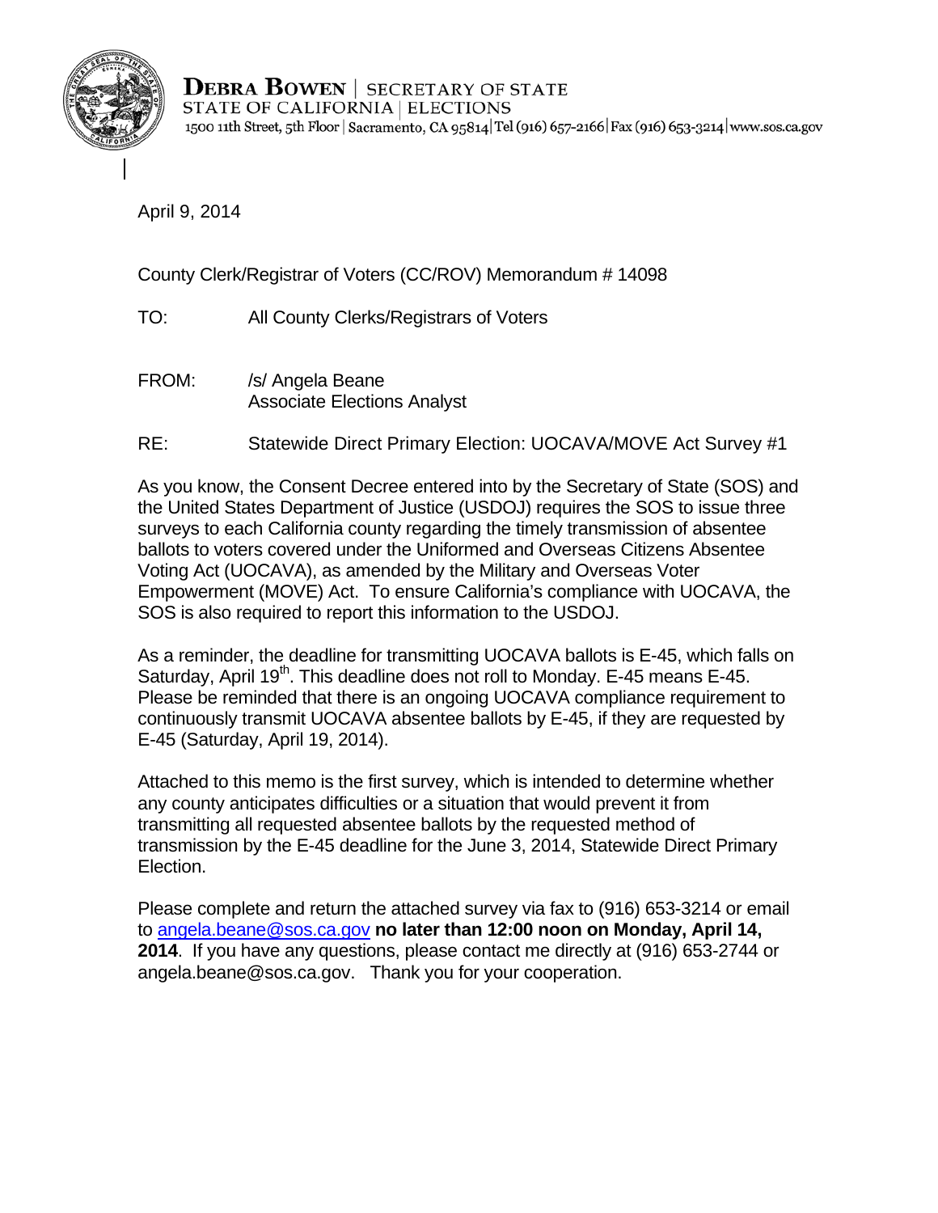**DEBRA BOWEN** | SECRETARY OF STATE
STATE OF CALIFORNIA | ELECTIONS
1500 11th Street, 5th Floor | Sacramento, CA 95814 | Tel (916) 657-2166 | Fax (916) 653-3214 | www.sos.ca.gov

April 9, 2014

County Clerk/Registrar of Voters (CC/ROV) Memorandum # 14098

TO: All County Clerks/Registrars of Voters

FROM: /s/ Angela Beane
Associate Elections Analyst

RE: Statewide Direct Primary Election: UOCAVA/MOVE Act Survey #1

As you know, the Consent Decree entered into by the Secretary of State (SOS) and the United States Department of Justice (USDOJ) requires the SOS to issue three surveys to each California county regarding the timely transmission of absentee ballots to voters covered under the Uniformed and Overseas Citizens Absentee Voting Act (UOCAVA), as amended by the Military and Overseas Voter Empowerment (MOVE) Act. To ensure California's compliance with UOCAVA, the SOS is also required to report this information to the USDOJ.

As a reminder, the deadline for transmitting UOCAVA ballots is E-45, which falls on Saturday, April 19th. This deadline does not roll to Monday. E-45 means E-45. Please be reminded that there is an ongoing UOCAVA compliance requirement to continuously transmit UOCAVA absentee ballots by E-45, if they are requested by E-45 (Saturday, April 19, 2014).

Attached to this memo is the first survey, which is intended to determine whether any county anticipates difficulties or a situation that would prevent it from transmitting all requested absentee ballots by the requested method of transmission by the E-45 deadline for the June 3, 2014, Statewide Direct Primary Election.

Please complete and return the attached survey via fax to (916) 653-3214 or email to angela.beane@sos.ca.gov **no later than 12:00 noon on Monday, April 14, 2014**. If you have any questions, please contact me directly at (916) 653-2744 or angela.beane@sos.ca.gov. Thank you for your cooperation.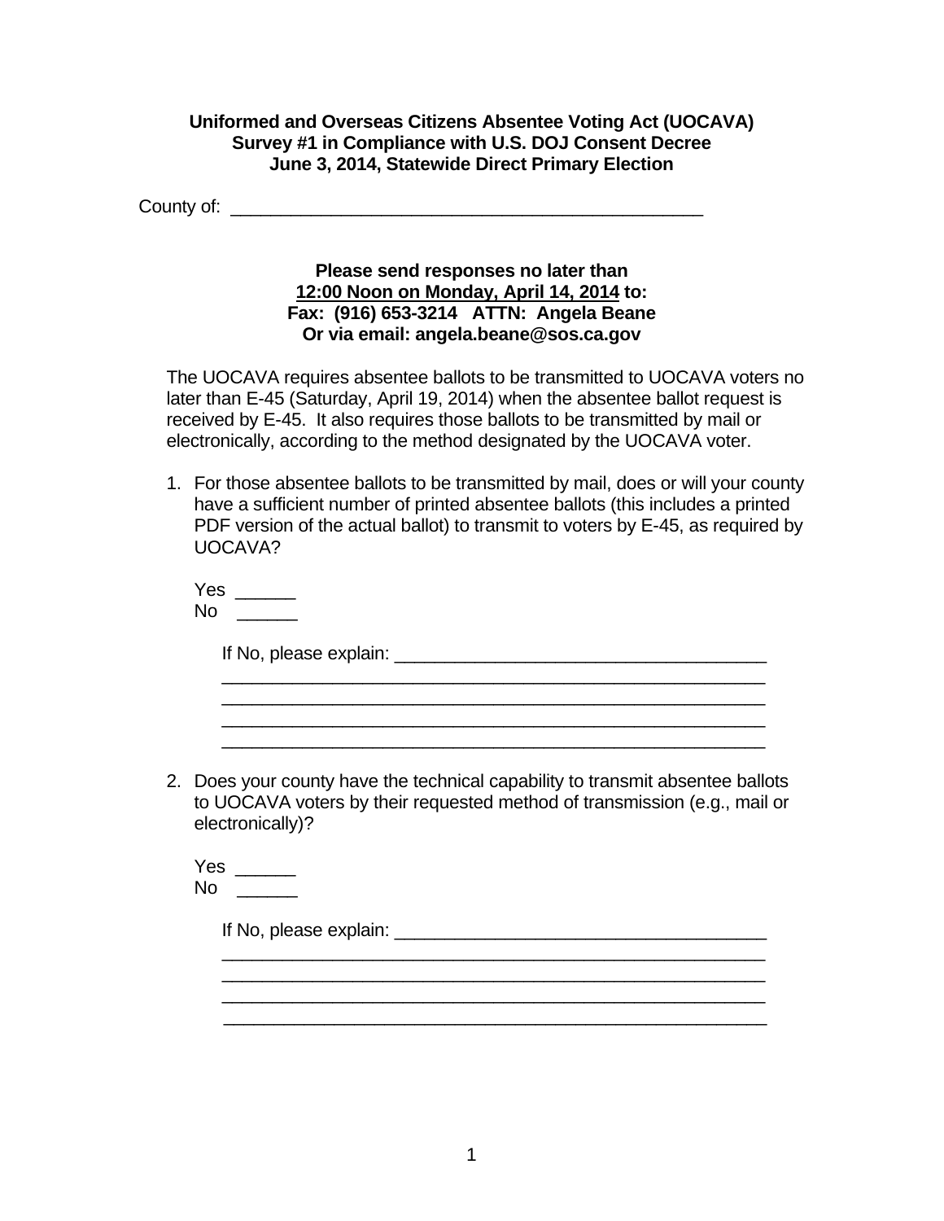**Uniformed and Overseas Citizens Absentee Voting Act (UOCAVA)**
**Survey #1 in Compliance with U.S. DOJ Consent Decree**
**June 3, 2014, Statewide Direct Primary Election**

County of: ______________________________________________

**Please send responses no later than**
**<u>12:00 Noon on Monday, April 14, 2014</u> to:**
**Fax: (916) 653-3214 ATTN: Angela Beane**
**Or via email: angela.beane@sos.ca.gov**

The UOCAVA requires absentee ballots to be transmitted to UOCAVA voters no later than E-45 (Saturday, April 19, 2014) when the absentee ballot request is received by E-45. It also requires those ballots to be transmitted by mail or electronically, according to the method designated by the UOCAVA voter.

1. For those absentee ballots to be transmitted by mail, does or will your county have a sufficient number of printed absentee ballots (this includes a printed PDF version of the actual ballot) to transmit to voters by E-45, as required by UOCAVA?

   Yes ______
   No ______

   If No, please explain: ____________________________________
   ______________________________________________________
   ______________________________________________________
   ______________________________________________________
   ______________________________________________________

2. Does your county have the technical capability to transmit absentee ballots to UOCAVA voters by their requested method of transmission (e.g., mail or electronically)?

   Yes ______
   No ______

   If No, please explain: ____________________________________
   ______________________________________________________
   ______________________________________________________
   ______________________________________________________
   ______________________________________________________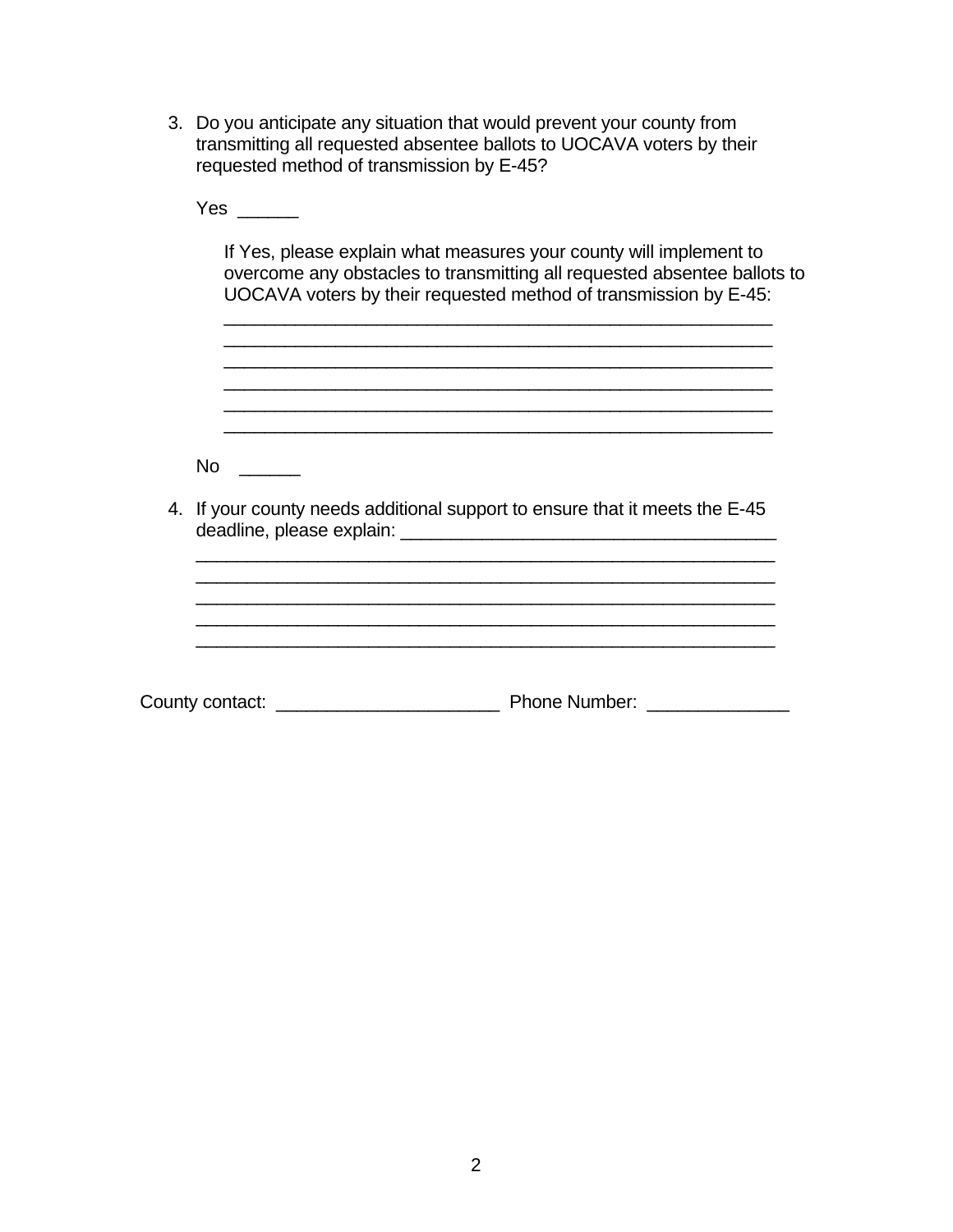3. Do you anticipate any situation that would prevent your county from transmitting all requested absentee ballots to UOCAVA voters by their requested method of transmission by E-45?

   Yes ______

   If Yes, please explain what measures your county will implement to overcome any obstacles to transmitting all requested absentee ballots to UOCAVA voters by their requested method of transmission by E-45:

   ________________________________________________________
   ________________________________________________________
   ________________________________________________________
   ________________________________________________________
   ________________________________________________________
   ________________________________________________________

   No ______

4. If your county needs additional support to ensure that it meets the E-45 deadline, please explain: ______________________________________
   ________________________________________________________
   ________________________________________________________
   ________________________________________________________
   ________________________________________________________
   ________________________________________________________

County contact: ______________________ Phone Number: ______________